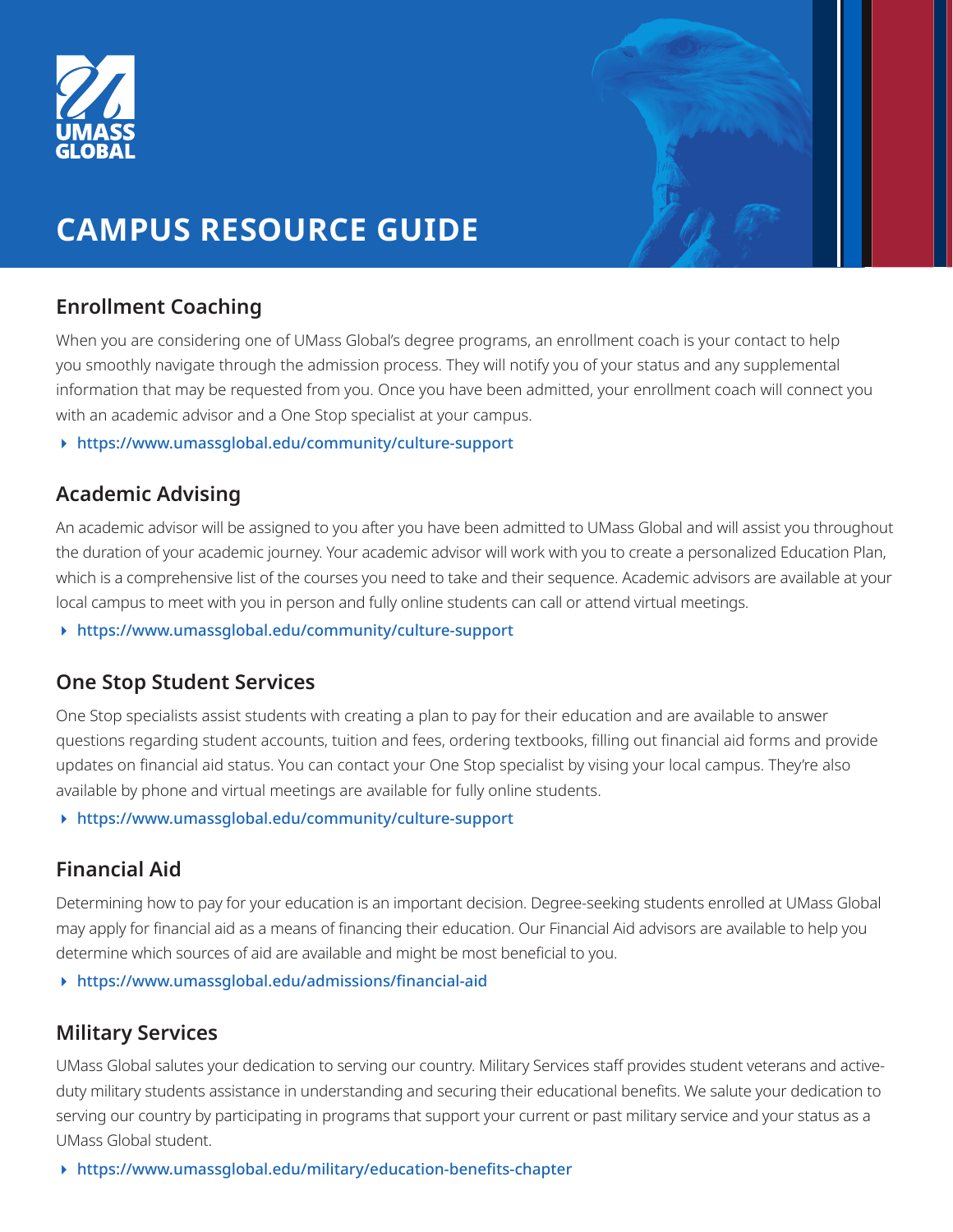UMASS GLOBAL

# CAMPUS RESOURCE GUIDE

## Enrollment Coaching

When you are considering one of UMass Global's degree programs, an enrollment coach is your contact to help you smoothly navigate through the admission process. They will notify you of your status and any supplemental information that may be requested from you. Once you have been admitted, your enrollment coach will connect you with an academic advisor and a One Stop specialist at your campus.

- https://www.umassglobal.edu/community/culture-support

## Academic Advising

An academic advisor will be assigned to you after you have been admitted to UMass Global and will assist you throughout the duration of your academic journey. Your academic advisor will work with you to create a personalized Education Plan, which is a comprehensive list of the courses you need to take and their sequence. Academic advisors are available at your local campus to meet with you in person and fully online students can call or attend virtual meetings.

- https://www.umassglobal.edu/community/culture-support

## One Stop Student Services

One Stop specialists assist students with creating a plan to pay for their education and are available to answer questions regarding student accounts, tuition and fees, ordering textbooks, filling out financial aid forms and provide updates on financial aid status. You can contact your One Stop specialist by vising your local campus. They're also available by phone and virtual meetings are available for fully online students.

- https://www.umassglobal.edu/community/culture-support

## Financial Aid

Determining how to pay for your education is an important decision. Degree-seeking students enrolled at UMass Global may apply for financial aid as a means of financing their education. Our Financial Aid advisors are available to help you determine which sources of aid are available and might be most beneficial to you.

- https://www.umassglobal.edu/admissions/financial-aid

## Military Services

UMass Global salutes your dedication to serving our country. Military Services staff provides student veterans and active-duty military students assistance in understanding and securing their educational benefits. We salute your dedication to serving our country by participating in programs that support your current or past military service and your status as a UMass Global student.

- https://www.umassglobal.edu/military/education-benefits-chapter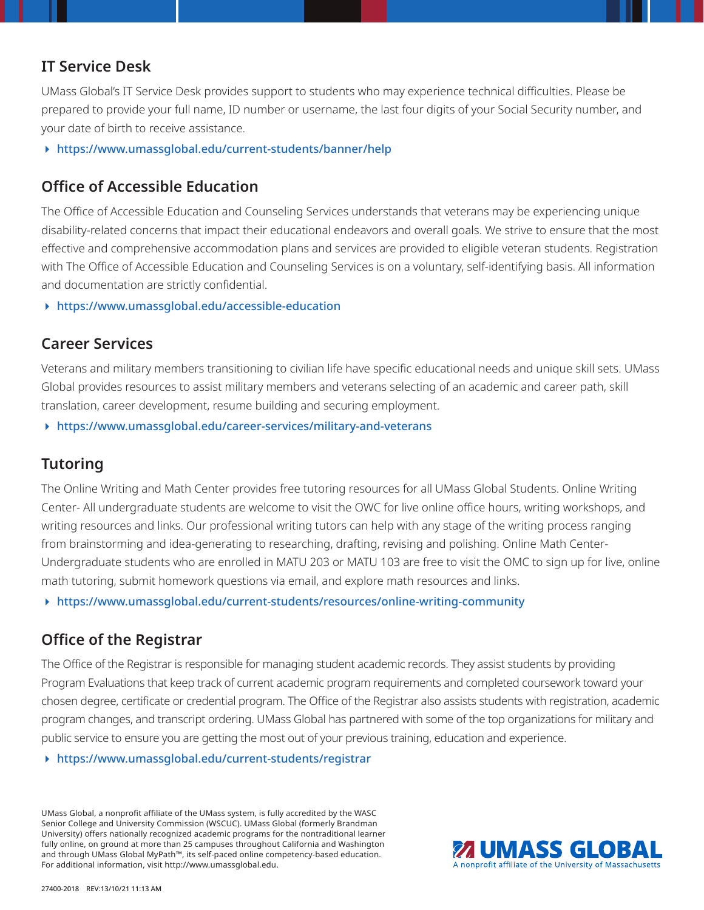## IT Service Desk

UMass Global's IT Service Desk provides support to students who may experience technical difficulties. Please be prepared to provide your full name, ID number or username, the last four digits of your Social Security number, and your date of birth to receive assistance.

- https://www.umassglobal.edu/current-students/banner/help

## Office of Accessible Education

The Office of Accessible Education and Counseling Services understands that veterans may be experiencing unique disability-related concerns that impact their educational endeavors and overall goals. We strive to ensure that the most effective and comprehensive accommodation plans and services are provided to eligible veteran students. Registration with The Office of Accessible Education and Counseling Services is on a voluntary, self-identifying basis. All information and documentation are strictly confidential.

- https://www.umassglobal.edu/accessible-education

## Career Services

Veterans and military members transitioning to civilian life have specific educational needs and unique skill sets. UMass Global provides resources to assist military members and veterans selecting of an academic and career path, skill translation, career development, resume building and securing employment.

- https://www.umassglobal.edu/career-services/military-and-veterans

## Tutoring

The Online Writing and Math Center provides free tutoring resources for all UMass Global Students. Online Writing Center- All undergraduate students are welcome to visit the OWC for live online office hours, writing workshops, and writing resources and links. Our professional writing tutors can help with any stage of the writing process ranging from brainstorming and idea-generating to researching, drafting, revising and polishing. Online Math Center- Undergraduate students who are enrolled in MATU 203 or MATU 103 are free to visit the OMC to sign up for live, online math tutoring, submit homework questions via email, and explore math resources and links.

- https://www.umassglobal.edu/current-students/resources/online-writing-community

## Office of the Registrar

The Office of the Registrar is responsible for managing student academic records. They assist students by providing Program Evaluations that keep track of current academic program requirements and completed coursework toward your chosen degree, certificate or credential program. The Office of the Registrar also assists students with registration, academic program changes, and transcript ordering. UMass Global has partnered with some of the top organizations for military and public service to ensure you are getting the most out of your previous training, education and experience.

- https://www.umassglobal.edu/current-students/registrar

UMass Global, a nonprofit affiliate of the UMass system, is fully accredited by the WASC Senior College and University Commission (WSCUC). UMass Global (formerly Brandman University) offers nationally recognized academic programs for the nontraditional learner fully online, on ground at more than 25 campuses throughout California and Washington and through UMass Global MyPath™, its self-paced online competency-based education. For additional information, visit http://www.umassglobal.edu.

UMASS GLOBAL
A nonprofit affiliate of the University of Massachusetts

27400-2018 REV:13/10/21 11:13 AM